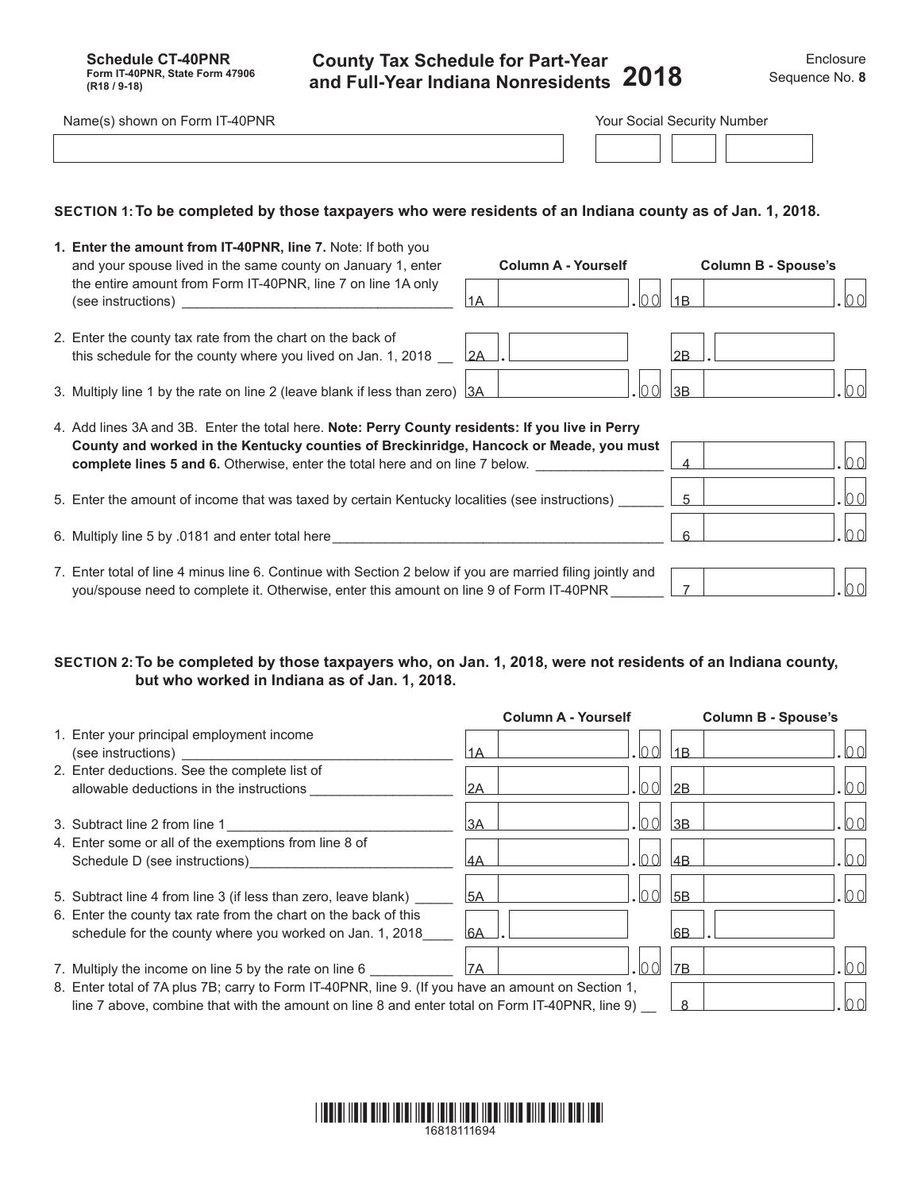**Schedule CT-40PNR**
**Form IT-40PNR, State Form 47906**
**(R18 / 9-18)**

# County Tax Schedule for Part-Year and Full-Year Indiana Nonresidents 2018

Enclosure Sequence No. **8**

Name(s) shown on Form IT-40PNR | Your Social Security Number

## SECTION 1: To be completed by those taxpayers who were residents of an Indiana county as of Jan. 1, 2018.

| | Column A - Yourself | Column B - Spouse's |
|---|---|---|
| **1. Enter the amount from IT-40PNR, line 7.** Note: If both you and your spouse lived in the same county on January 1, enter the entire amount from Form IT-40PNR, line 7 on line 1A only (see instructions) | 1A .00 | 1B .00 |
| 2. Enter the county tax rate from the chart on the back of this schedule for the county where you lived on Jan. 1, 2018 | 2A . | 2B . |
| 3. Multiply line 1 by the rate on line 2 (leave blank if less than zero) | 3A .00 | 3B .00 |

4. Add lines 3A and 3B. Enter the total here. **Note: Perry County residents: If you live in Perry County and worked in the Kentucky counties of Breckinridge, Hancock or Meade, you must complete lines 5 and 6.** Otherwise, enter the total here and on line 7 below. — 4 .00

5. Enter the amount of income that was taxed by certain Kentucky localities (see instructions) — 5 .00

6. Multiply line 5 by .0181 and enter total here — 6 .00

7. Enter total of line 4 minus line 6. Continue with Section 2 below if you are married filing jointly and you/spouse need to complete it. Otherwise, enter this amount on line 9 of Form IT-40PNR — 7 .00

## SECTION 2: To be completed by those taxpayers who, on Jan. 1, 2018, were not residents of an Indiana county, but who worked in Indiana as of Jan. 1, 2018.

| | Column A - Yourself | Column B - Spouse's |
|---|---|---|
| 1. Enter your principal employment income (see instructions) | 1A .00 | 1B .00 |
| 2. Enter deductions. See the complete list of allowable deductions in the instructions | 2A .00 | 2B .00 |
| 3. Subtract line 2 from line 1 | 3A .00 | 3B .00 |
| 4. Enter some or all of the exemptions from line 8 of Schedule D (see instructions) | 4A .00 | 4B .00 |
| 5. Subtract line 4 from line 3 (if less than zero, leave blank) | 5A .00 | 5B .00 |
| 6. Enter the county tax rate from the chart on the back of this schedule for the county where you worked on Jan. 1, 2018 | 6A . | 6B . |
| 7. Multiply the income on line 5 by the rate on line 6 | 7A .00 | 7B .00 |

8. Enter total of 7A plus 7B; carry to Form IT-40PNR, line 9. (If you have an amount on Section 1, line 7 above, combine that with the amount on line 8 and enter total on Form IT-40PNR, line 9) — 8 .00

16818111694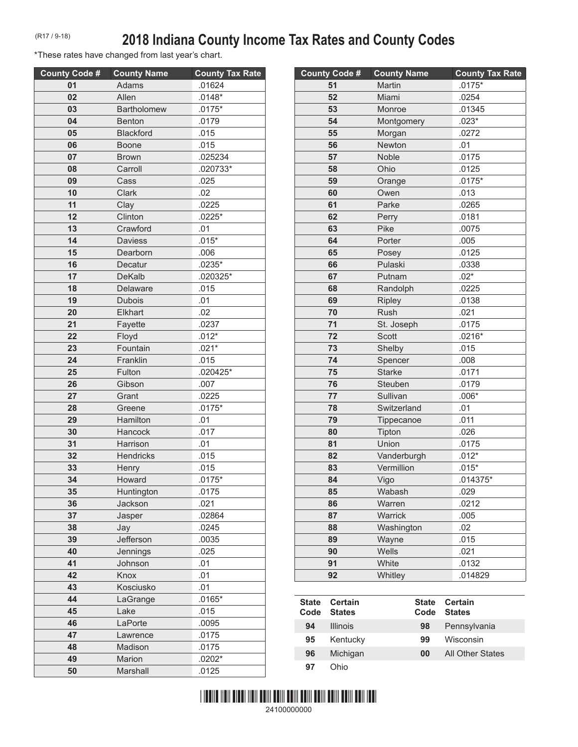(R17 / 9-18)

# 2018 Indiana County Income Tax Rates and County Codes

*These rates have changed from last year's chart.

| County Code # | County Name | County Tax Rate |
|---|---|---|
| 01 | Adams | .01624 |
| 02 | Allen | .0148* |
| 03 | Bartholomew | .0175* |
| 04 | Benton | .0179 |
| 05 | Blackford | .015 |
| 06 | Boone | .015 |
| 07 | Brown | .025234 |
| 08 | Carroll | .020733* |
| 09 | Cass | .025 |
| 10 | Clark | .02 |
| 11 | Clay | .0225 |
| 12 | Clinton | .0225* |
| 13 | Crawford | .01 |
| 14 | Daviess | .015* |
| 15 | Dearborn | .006 |
| 16 | Decatur | .0235* |
| 17 | DeKalb | .020325* |
| 18 | Delaware | .015 |
| 19 | Dubois | .01 |
| 20 | Elkhart | .02 |
| 21 | Fayette | .0237 |
| 22 | Floyd | .012* |
| 23 | Fountain | .021* |
| 24 | Franklin | .015 |
| 25 | Fulton | .020425* |
| 26 | Gibson | .007 |
| 27 | Grant | .0225 |
| 28 | Greene | .0175* |
| 29 | Hamilton | .01 |
| 30 | Hancock | .017 |
| 31 | Harrison | .01 |
| 32 | Hendricks | .015 |
| 33 | Henry | .015 |
| 34 | Howard | .0175* |
| 35 | Huntington | .0175 |
| 36 | Jackson | .021 |
| 37 | Jasper | .02864 |
| 38 | Jay | .0245 |
| 39 | Jefferson | .0035 |
| 40 | Jennings | .025 |
| 41 | Johnson | .01 |
| 42 | Knox | .01 |
| 43 | Kosciusko | .01 |
| 44 | LaGrange | .0165* |
| 45 | Lake | .015 |
| 46 | LaPorte | .0095 |
| 47 | Lawrence | .0175 |
| 48 | Madison | .0175 |
| 49 | Marion | .0202* |
| 50 | Marshall | .0125 |
| 51 | Martin | .0175* |
| 52 | Miami | .0254 |
| 53 | Monroe | .01345 |
| 54 | Montgomery | .023* |
| 55 | Morgan | .0272 |
| 56 | Newton | .01 |
| 57 | Noble | .0175 |
| 58 | Ohio | .0125 |
| 59 | Orange | .0175* |
| 60 | Owen | .013 |
| 61 | Parke | .0265 |
| 62 | Perry | .0181 |
| 63 | Pike | .0075 |
| 64 | Porter | .005 |
| 65 | Posey | .0125 |
| 66 | Pulaski | .0338 |
| 67 | Putnam | .02* |
| 68 | Randolph | .0225 |
| 69 | Ripley | .0138 |
| 70 | Rush | .021 |
| 71 | St. Joseph | .0175 |
| 72 | Scott | .0216* |
| 73 | Shelby | .015 |
| 74 | Spencer | .008 |
| 75 | Starke | .0171 |
| 76 | Steuben | .0179 |
| 77 | Sullivan | .006* |
| 78 | Switzerland | .01 |
| 79 | Tippecanoe | .011 |
| 80 | Tipton | .026 |
| 81 | Union | .0175 |
| 82 | Vanderburgh | .012* |
| 83 | Vermillion | .015* |
| 84 | Vigo | .014375* |
| 85 | Wabash | .029 |
| 86 | Warren | .0212 |
| 87 | Warrick | .005 |
| 88 | Washington | .02 |
| 89 | Wayne | .015 |
| 90 | Wells | .021 |
| 91 | White | .0132 |
| 92 | Whitley | .014829 |

| State Code | Certain States | State Code | Certain States |
|---|---|---|---|
| 94 | Illinois | 98 | Pennsylvania |
| 95 | Kentucky | 99 | Wisconsin |
| 96 | Michigan | 00 | All Other States |
| 97 | Ohio | | |

24100000000